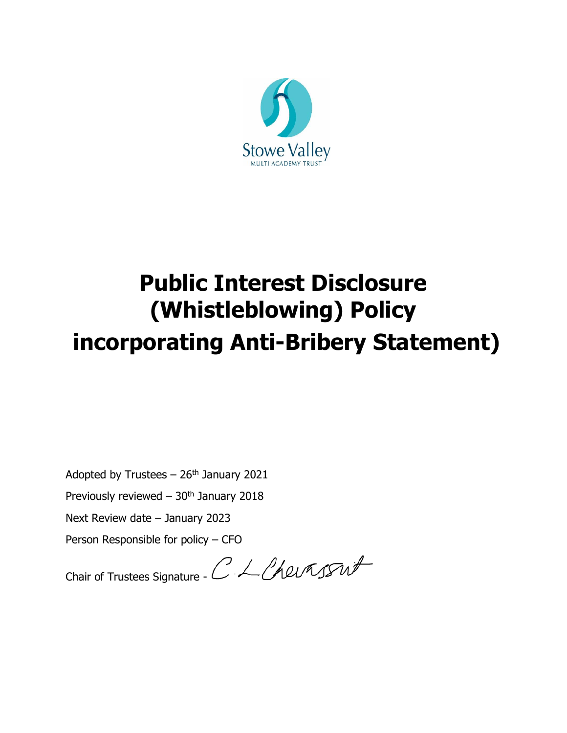Stowe Valley

MULTI ACADEMY TRUST

# Public Interest Disclosure (Whistleblowing) Policy incorporating Anti-Bribery Statement)

Adopted by Trustees – 26th January 2021

Previously reviewed – 30th January 2018

Next Review date – January 2023

Person Responsible for policy – CFO

Chair of Trustees Signature - C L Chevassut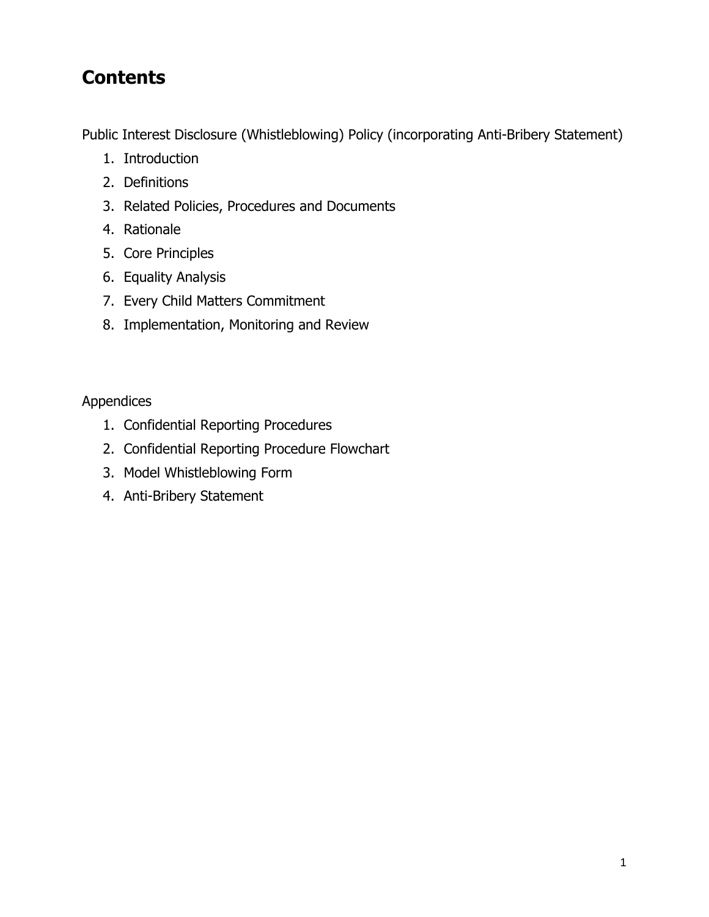# Contents

Public Interest Disclosure (Whistleblowing) Policy (incorporating Anti-Bribery Statement)

1. Introduction
2. Definitions
3. Related Policies, Procedures and Documents
4. Rationale
5. Core Principles
6. Equality Analysis
7. Every Child Matters Commitment
8. Implementation, Monitoring and Review

Appendices

1. Confidential Reporting Procedures
2. Confidential Reporting Procedure Flowchart
3. Model Whistleblowing Form
4. Anti-Bribery Statement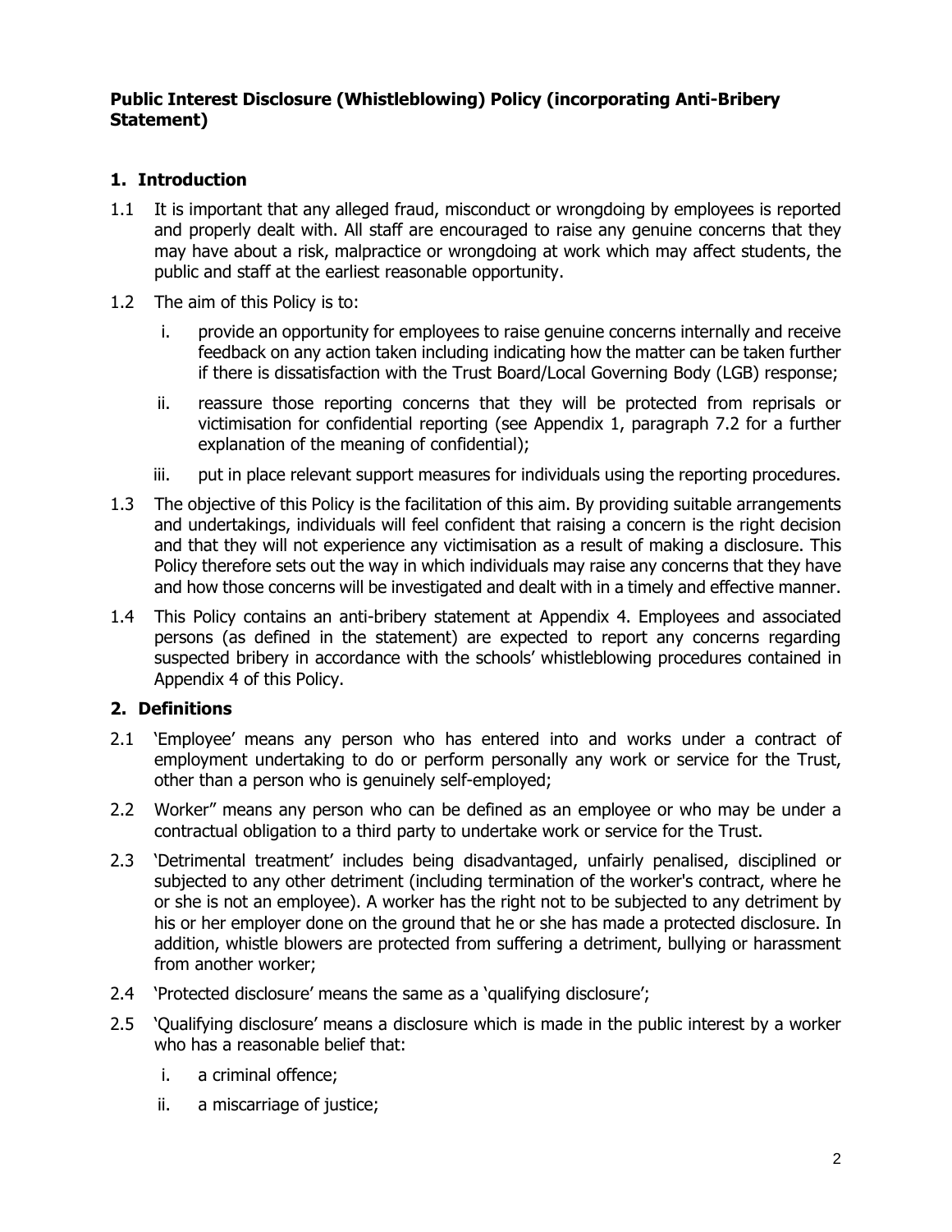**Public Interest Disclosure (Whistleblowing) Policy (incorporating Anti-Bribery Statement)**

## 1. Introduction

1.1 It is important that any alleged fraud, misconduct or wrongdoing by employees is reported and properly dealt with. All staff are encouraged to raise any genuine concerns that they may have about a risk, malpractice or wrongdoing at work which may affect students, the public and staff at the earliest reasonable opportunity.

1.2 The aim of this Policy is to:

i. provide an opportunity for employees to raise genuine concerns internally and receive feedback on any action taken including indicating how the matter can be taken further if there is dissatisfaction with the Trust Board/Local Governing Body (LGB) response;

ii. reassure those reporting concerns that they will be protected from reprisals or victimisation for confidential reporting (see Appendix 1, paragraph 7.2 for a further explanation of the meaning of confidential);

iii. put in place relevant support measures for individuals using the reporting procedures.

1.3 The objective of this Policy is the facilitation of this aim. By providing suitable arrangements and undertakings, individuals will feel confident that raising a concern is the right decision and that they will not experience any victimisation as a result of making a disclosure. This Policy therefore sets out the way in which individuals may raise any concerns that they have and how those concerns will be investigated and dealt with in a timely and effective manner.

1.4 This Policy contains an anti-bribery statement at Appendix 4. Employees and associated persons (as defined in the statement) are expected to report any concerns regarding suspected bribery in accordance with the schools' whistleblowing procedures contained in Appendix 4 of this Policy.

## 2. Definitions

2.1 'Employee' means any person who has entered into and works under a contract of employment undertaking to do or perform personally any work or service for the Trust, other than a person who is genuinely self-employed;

2.2 Worker" means any person who can be defined as an employee or who may be under a contractual obligation to a third party to undertake work or service for the Trust.

2.3 'Detrimental treatment' includes being disadvantaged, unfairly penalised, disciplined or subjected to any other detriment (including termination of the worker's contract, where he or she is not an employee). A worker has the right not to be subjected to any detriment by his or her employer done on the ground that he or she has made a protected disclosure. In addition, whistle blowers are protected from suffering a detriment, bullying or harassment from another worker;

2.4 'Protected disclosure' means the same as a 'qualifying disclosure';

2.5 'Qualifying disclosure' means a disclosure which is made in the public interest by a worker who has a reasonable belief that:

i. a criminal offence;

ii. a miscarriage of justice;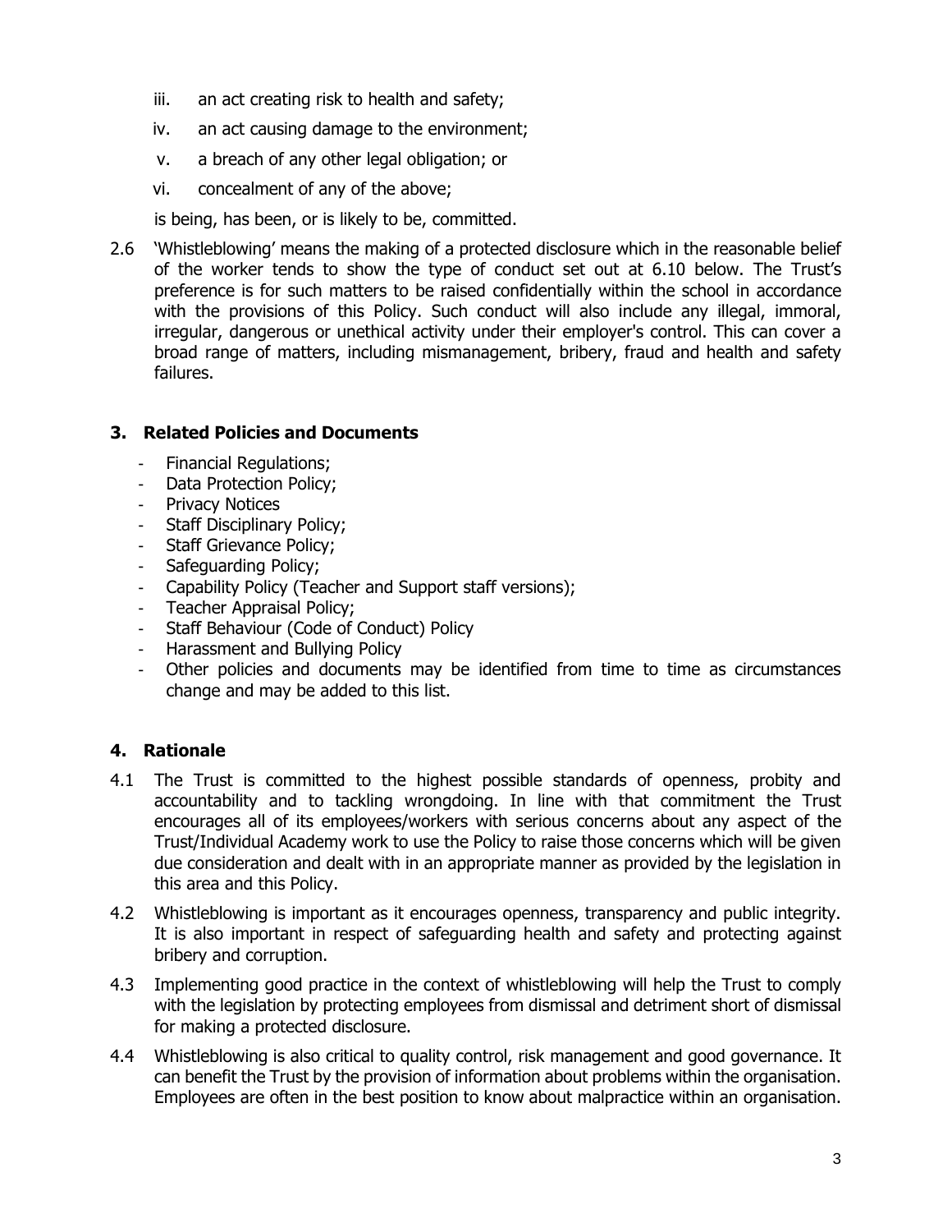iii. an act creating risk to health and safety;

iv. an act causing damage to the environment;

v. a breach of any other legal obligation; or

vi. concealment of any of the above;

is being, has been, or is likely to be, committed.

2.6 'Whistleblowing' means the making of a protected disclosure which in the reasonable belief of the worker tends to show the type of conduct set out at 6.10 below. The Trust's preference is for such matters to be raised confidentially within the school in accordance with the provisions of this Policy. Such conduct will also include any illegal, immoral, irregular, dangerous or unethical activity under their employer's control. This can cover a broad range of matters, including mismanagement, bribery, fraud and health and safety failures.

## 3. Related Policies and Documents

- Financial Regulations;
- Data Protection Policy;
- Privacy Notices
- Staff Disciplinary Policy;
- Staff Grievance Policy;
- Safeguarding Policy;
- Capability Policy (Teacher and Support staff versions);
- Teacher Appraisal Policy;
- Staff Behaviour (Code of Conduct) Policy
- Harassment and Bullying Policy
- Other policies and documents may be identified from time to time as circumstances change and may be added to this list.

## 4. Rationale

4.1 The Trust is committed to the highest possible standards of openness, probity and accountability and to tackling wrongdoing. In line with that commitment the Trust encourages all of its employees/workers with serious concerns about any aspect of the Trust/Individual Academy work to use the Policy to raise those concerns which will be given due consideration and dealt with in an appropriate manner as provided by the legislation in this area and this Policy.

4.2 Whistleblowing is important as it encourages openness, transparency and public integrity. It is also important in respect of safeguarding health and safety and protecting against bribery and corruption.

4.3 Implementing good practice in the context of whistleblowing will help the Trust to comply with the legislation by protecting employees from dismissal and detriment short of dismissal for making a protected disclosure.

4.4 Whistleblowing is also critical to quality control, risk management and good governance. It can benefit the Trust by the provision of information about problems within the organisation. Employees are often in the best position to know about malpractice within an organisation.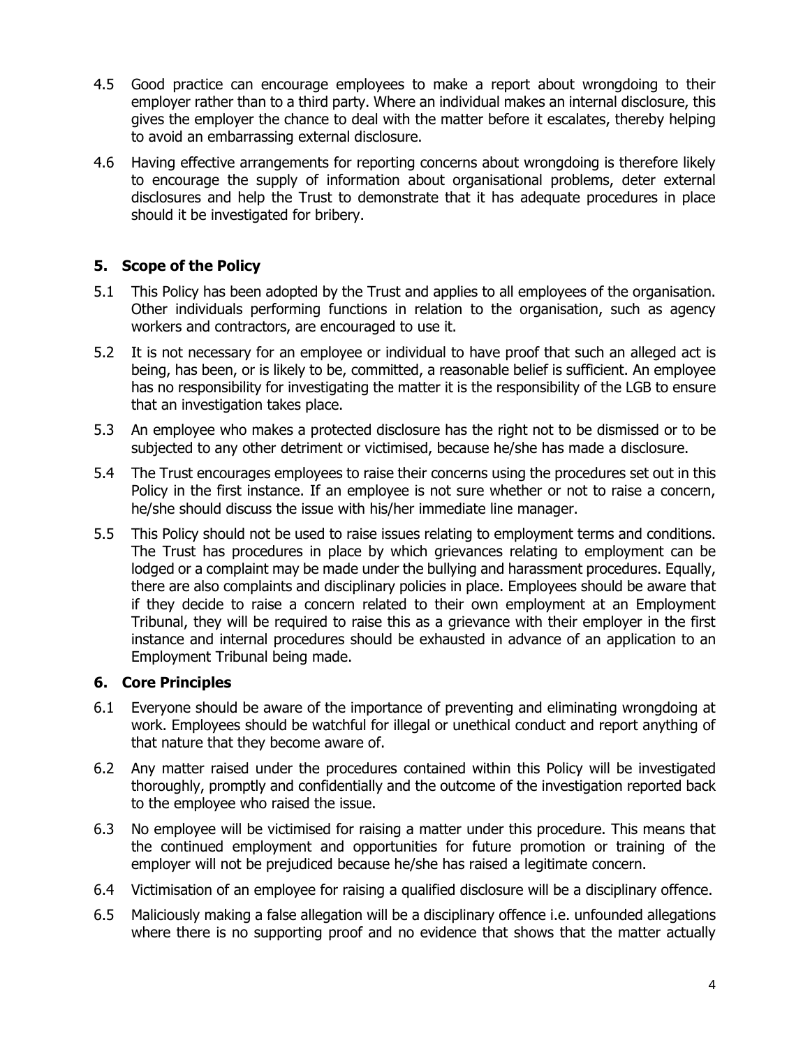4.5 Good practice can encourage employees to make a report about wrongdoing to their employer rather than to a third party. Where an individual makes an internal disclosure, this gives the employer the chance to deal with the matter before it escalates, thereby helping to avoid an embarrassing external disclosure.

4.6 Having effective arrangements for reporting concerns about wrongdoing is therefore likely to encourage the supply of information about organisational problems, deter external disclosures and help the Trust to demonstrate that it has adequate procedures in place should it be investigated for bribery.

## 5. Scope of the Policy

5.1 This Policy has been adopted by the Trust and applies to all employees of the organisation. Other individuals performing functions in relation to the organisation, such as agency workers and contractors, are encouraged to use it.

5.2 It is not necessary for an employee or individual to have proof that such an alleged act is being, has been, or is likely to be, committed, a reasonable belief is sufficient. An employee has no responsibility for investigating the matter it is the responsibility of the LGB to ensure that an investigation takes place.

5.3 An employee who makes a protected disclosure has the right not to be dismissed or to be subjected to any other detriment or victimised, because he/she has made a disclosure.

5.4 The Trust encourages employees to raise their concerns using the procedures set out in this Policy in the first instance. If an employee is not sure whether or not to raise a concern, he/she should discuss the issue with his/her immediate line manager.

5.5 This Policy should not be used to raise issues relating to employment terms and conditions. The Trust has procedures in place by which grievances relating to employment can be lodged or a complaint may be made under the bullying and harassment procedures. Equally, there are also complaints and disciplinary policies in place. Employees should be aware that if they decide to raise a concern related to their own employment at an Employment Tribunal, they will be required to raise this as a grievance with their employer in the first instance and internal procedures should be exhausted in advance of an application to an Employment Tribunal being made.

## 6. Core Principles

6.1 Everyone should be aware of the importance of preventing and eliminating wrongdoing at work. Employees should be watchful for illegal or unethical conduct and report anything of that nature that they become aware of.

6.2 Any matter raised under the procedures contained within this Policy will be investigated thoroughly, promptly and confidentially and the outcome of the investigation reported back to the employee who raised the issue.

6.3 No employee will be victimised for raising a matter under this procedure. This means that the continued employment and opportunities for future promotion or training of the employer will not be prejudiced because he/she has raised a legitimate concern.

6.4 Victimisation of an employee for raising a qualified disclosure will be a disciplinary offence.

6.5 Maliciously making a false allegation will be a disciplinary offence i.e. unfounded allegations where there is no supporting proof and no evidence that shows that the matter actually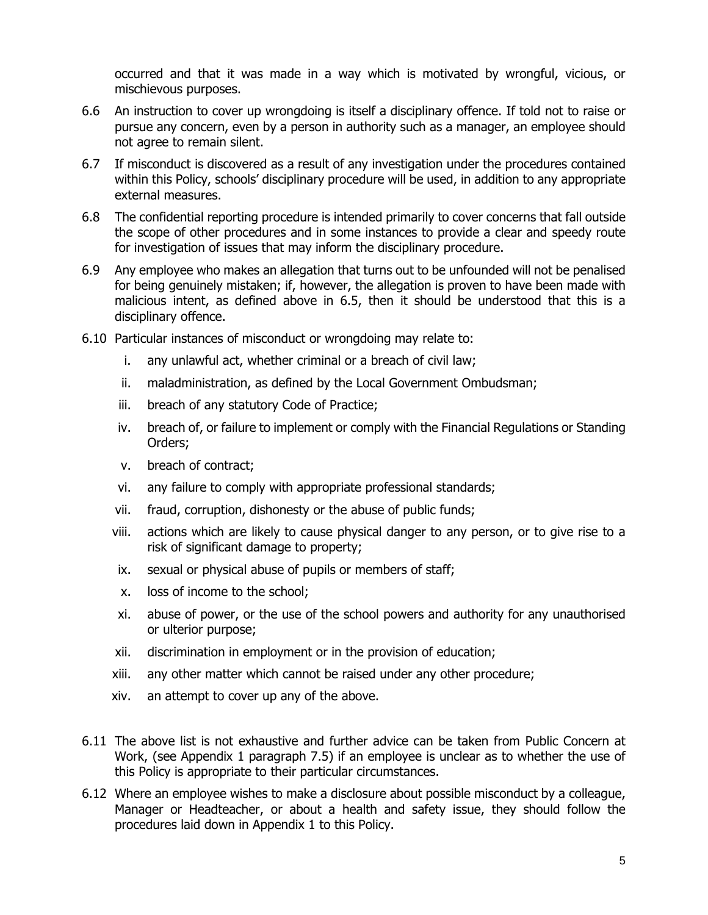occurred and that it was made in a way which is motivated by wrongful, vicious, or mischievous purposes.

6.6 An instruction to cover up wrongdoing is itself a disciplinary offence. If told not to raise or pursue any concern, even by a person in authority such as a manager, an employee should not agree to remain silent.

6.7 If misconduct is discovered as a result of any investigation under the procedures contained within this Policy, schools' disciplinary procedure will be used, in addition to any appropriate external measures.

6.8 The confidential reporting procedure is intended primarily to cover concerns that fall outside the scope of other procedures and in some instances to provide a clear and speedy route for investigation of issues that may inform the disciplinary procedure.

6.9 Any employee who makes an allegation that turns out to be unfounded will not be penalised for being genuinely mistaken; if, however, the allegation is proven to have been made with malicious intent, as defined above in 6.5, then it should be understood that this is a disciplinary offence.

6.10 Particular instances of misconduct or wrongdoing may relate to:

i. any unlawful act, whether criminal or a breach of civil law;

ii. maladministration, as defined by the Local Government Ombudsman;

iii. breach of any statutory Code of Practice;

iv. breach of, or failure to implement or comply with the Financial Regulations or Standing Orders;

v. breach of contract;

vi. any failure to comply with appropriate professional standards;

vii. fraud, corruption, dishonesty or the abuse of public funds;

viii. actions which are likely to cause physical danger to any person, or to give rise to a risk of significant damage to property;

ix. sexual or physical abuse of pupils or members of staff;

x. loss of income to the school;

xi. abuse of power, or the use of the school powers and authority for any unauthorised or ulterior purpose;

xii. discrimination in employment or in the provision of education;

xiii. any other matter which cannot be raised under any other procedure;

xiv. an attempt to cover up any of the above.

6.11 The above list is not exhaustive and further advice can be taken from Public Concern at Work, (see Appendix 1 paragraph 7.5) if an employee is unclear as to whether the use of this Policy is appropriate to their particular circumstances.

6.12 Where an employee wishes to make a disclosure about possible misconduct by a colleague, Manager or Headteacher, or about a health and safety issue, they should follow the procedures laid down in Appendix 1 to this Policy.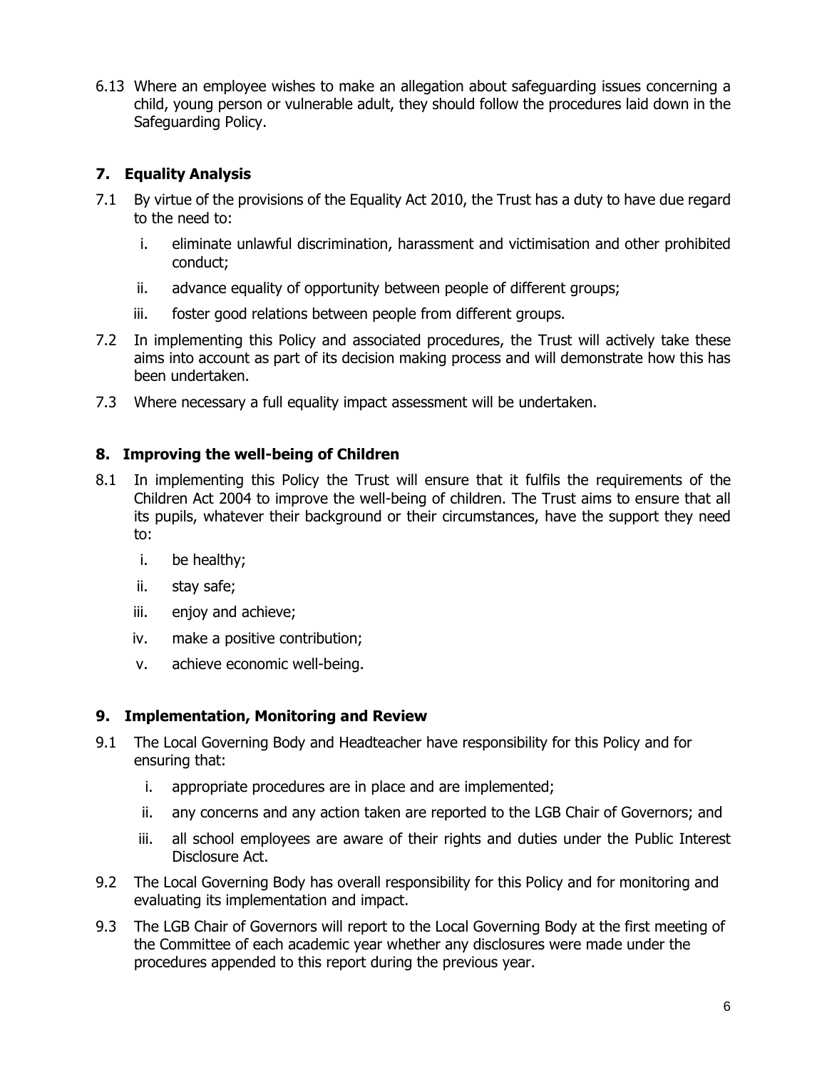6.13 Where an employee wishes to make an allegation about safeguarding issues concerning a child, young person or vulnerable adult, they should follow the procedures laid down in the Safeguarding Policy.

## 7. Equality Analysis

7.1 By virtue of the provisions of the Equality Act 2010, the Trust has a duty to have due regard to the need to:

i. eliminate unlawful discrimination, harassment and victimisation and other prohibited conduct;

ii. advance equality of opportunity between people of different groups;

iii. foster good relations between people from different groups.

7.2 In implementing this Policy and associated procedures, the Trust will actively take these aims into account as part of its decision making process and will demonstrate how this has been undertaken.

7.3 Where necessary a full equality impact assessment will be undertaken.

## 8. Improving the well-being of Children

8.1 In implementing this Policy the Trust will ensure that it fulfils the requirements of the Children Act 2004 to improve the well-being of children. The Trust aims to ensure that all its pupils, whatever their background or their circumstances, have the support they need to:

i. be healthy;

ii. stay safe;

iii. enjoy and achieve;

iv. make a positive contribution;

v. achieve economic well-being.

## 9. Implementation, Monitoring and Review

9.1 The Local Governing Body and Headteacher have responsibility for this Policy and for ensuring that:

i. appropriate procedures are in place and are implemented;

ii. any concerns and any action taken are reported to the LGB Chair of Governors; and

iii. all school employees are aware of their rights and duties under the Public Interest Disclosure Act.

9.2 The Local Governing Body has overall responsibility for this Policy and for monitoring and evaluating its implementation and impact.

9.3 The LGB Chair of Governors will report to the Local Governing Body at the first meeting of the Committee of each academic year whether any disclosures were made under the procedures appended to this report during the previous year.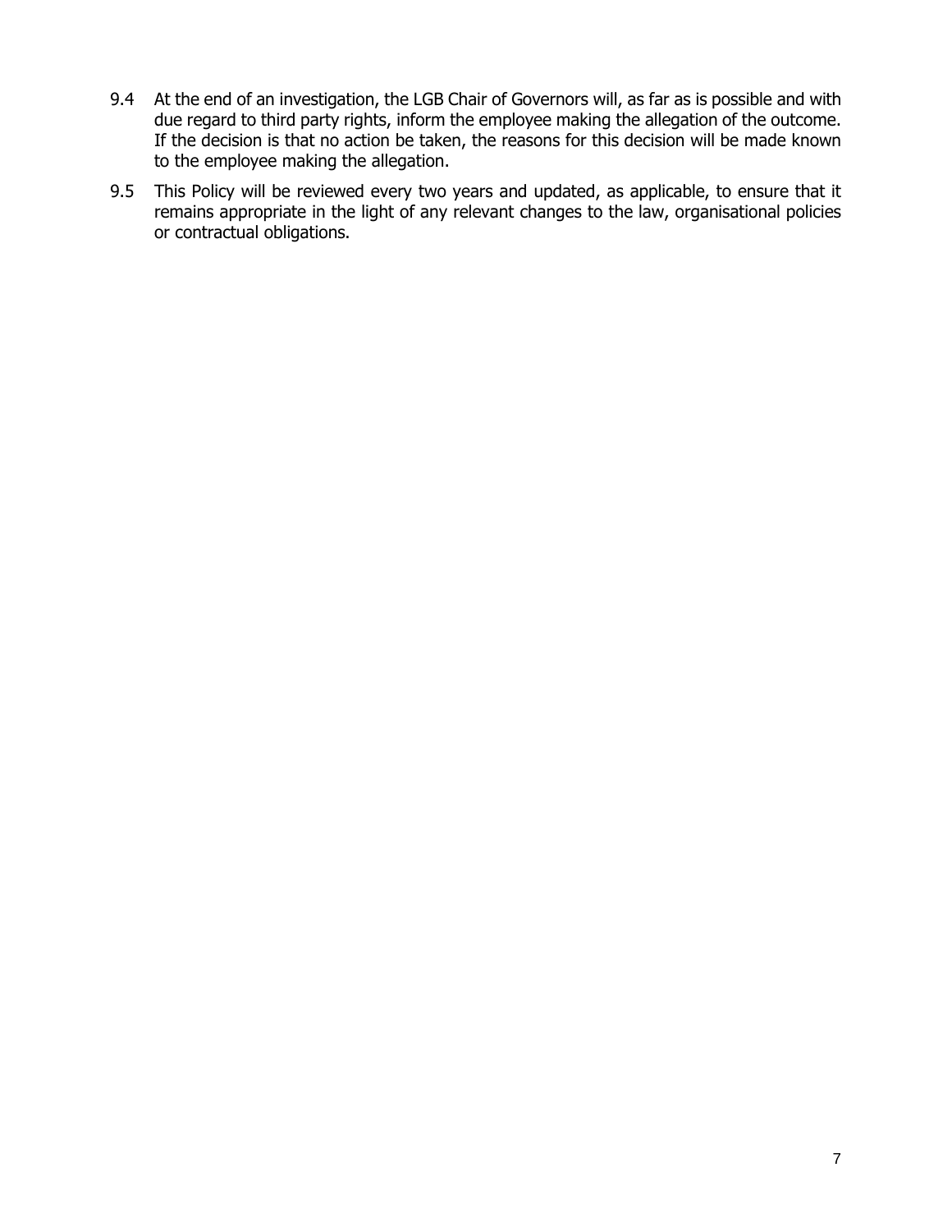9.4 At the end of an investigation, the LGB Chair of Governors will, as far as is possible and with due regard to third party rights, inform the employee making the allegation of the outcome. If the decision is that no action be taken, the reasons for this decision will be made known to the employee making the allegation.

9.5 This Policy will be reviewed every two years and updated, as applicable, to ensure that it remains appropriate in the light of any relevant changes to the law, organisational policies or contractual obligations.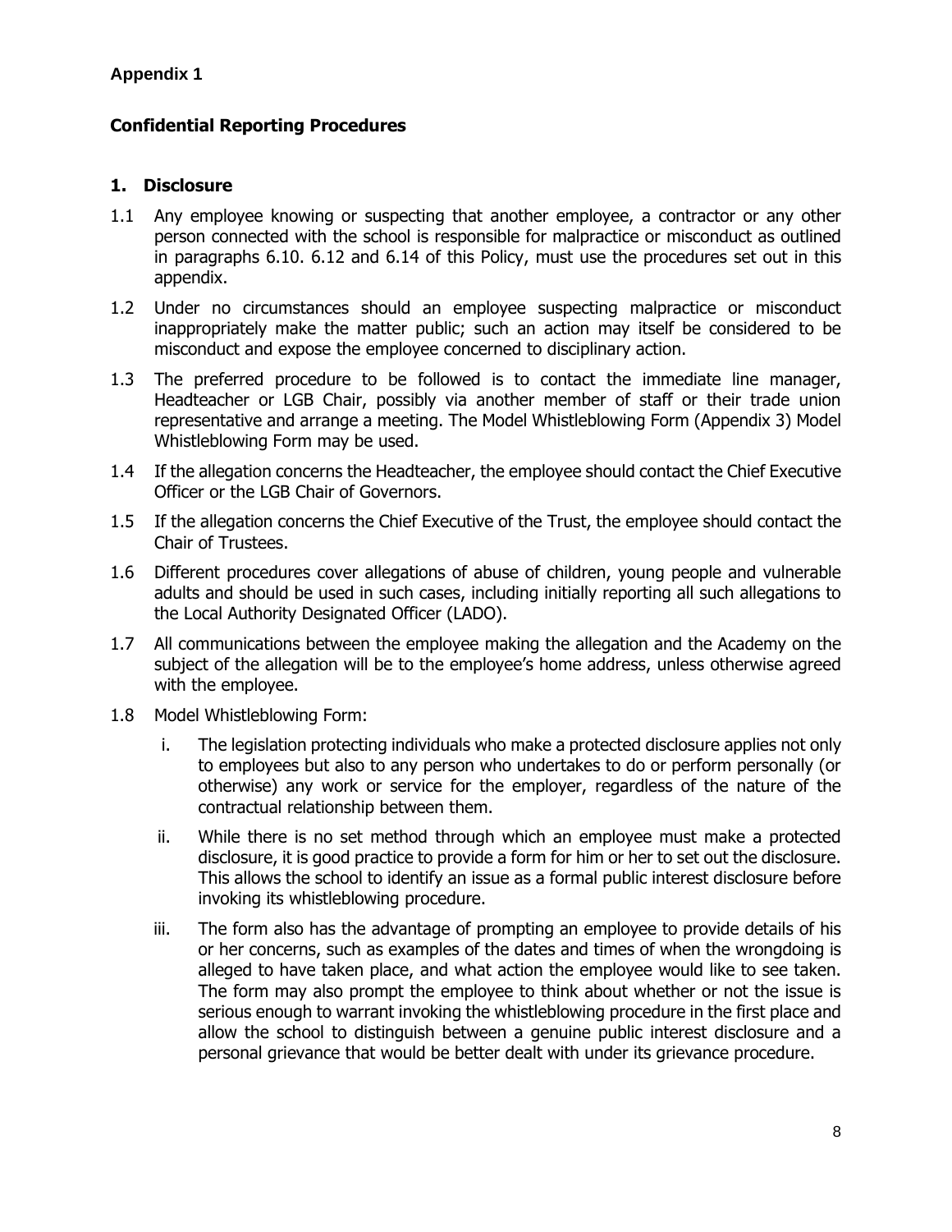**Appendix 1**

## Confidential Reporting Procedures

### 1. Disclosure

1.1 Any employee knowing or suspecting that another employee, a contractor or any other person connected with the school is responsible for malpractice or misconduct as outlined in paragraphs 6.10. 6.12 and 6.14 of this Policy, must use the procedures set out in this appendix.

1.2 Under no circumstances should an employee suspecting malpractice or misconduct inappropriately make the matter public; such an action may itself be considered to be misconduct and expose the employee concerned to disciplinary action.

1.3 The preferred procedure to be followed is to contact the immediate line manager, Headteacher or LGB Chair, possibly via another member of staff or their trade union representative and arrange a meeting. The Model Whistleblowing Form (Appendix 3) Model Whistleblowing Form may be used.

1.4 If the allegation concerns the Headteacher, the employee should contact the Chief Executive Officer or the LGB Chair of Governors.

1.5 If the allegation concerns the Chief Executive of the Trust, the employee should contact the Chair of Trustees.

1.6 Different procedures cover allegations of abuse of children, young people and vulnerable adults and should be used in such cases, including initially reporting all such allegations to the Local Authority Designated Officer (LADO).

1.7 All communications between the employee making the allegation and the Academy on the subject of the allegation will be to the employee's home address, unless otherwise agreed with the employee.

1.8 Model Whistleblowing Form:

i. The legislation protecting individuals who make a protected disclosure applies not only to employees but also to any person who undertakes to do or perform personally (or otherwise) any work or service for the employer, regardless of the nature of the contractual relationship between them.

ii. While there is no set method through which an employee must make a protected disclosure, it is good practice to provide a form for him or her to set out the disclosure. This allows the school to identify an issue as a formal public interest disclosure before invoking its whistleblowing procedure.

iii. The form also has the advantage of prompting an employee to provide details of his or her concerns, such as examples of the dates and times of when the wrongdoing is alleged to have taken place, and what action the employee would like to see taken. The form may also prompt the employee to think about whether or not the issue is serious enough to warrant invoking the whistleblowing procedure in the first place and allow the school to distinguish between a genuine public interest disclosure and a personal grievance that would be better dealt with under its grievance procedure.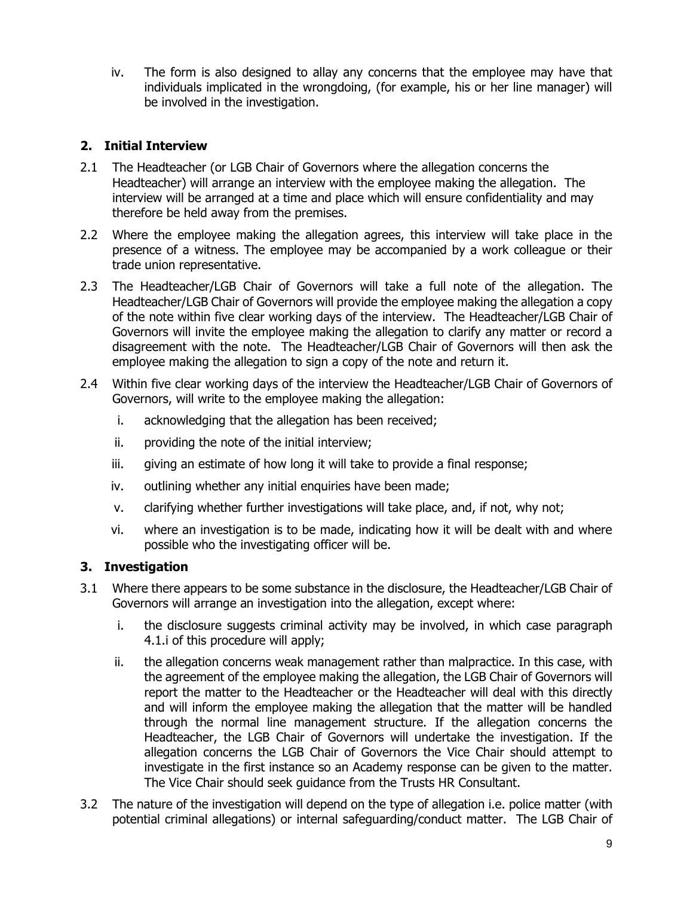iv. The form is also designed to allay any concerns that the employee may have that individuals implicated in the wrongdoing, (for example, his or her line manager) will be involved in the investigation.

## 2. Initial Interview

2.1 The Headteacher (or LGB Chair of Governors where the allegation concerns the Headteacher) will arrange an interview with the employee making the allegation. The interview will be arranged at a time and place which will ensure confidentiality and may therefore be held away from the premises.

2.2 Where the employee making the allegation agrees, this interview will take place in the presence of a witness. The employee may be accompanied by a work colleague or their trade union representative.

2.3 The Headteacher/LGB Chair of Governors will take a full note of the allegation. The Headteacher/LGB Chair of Governors will provide the employee making the allegation a copy of the note within five clear working days of the interview. The Headteacher/LGB Chair of Governors will invite the employee making the allegation to clarify any matter or record a disagreement with the note. The Headteacher/LGB Chair of Governors will then ask the employee making the allegation to sign a copy of the note and return it.

2.4 Within five clear working days of the interview the Headteacher/LGB Chair of Governors of Governors, will write to the employee making the allegation:

i. acknowledging that the allegation has been received;

ii. providing the note of the initial interview;

iii. giving an estimate of how long it will take to provide a final response;

iv. outlining whether any initial enquiries have been made;

v. clarifying whether further investigations will take place, and, if not, why not;

vi. where an investigation is to be made, indicating how it will be dealt with and where possible who the investigating officer will be.

## 3. Investigation

3.1 Where there appears to be some substance in the disclosure, the Headteacher/LGB Chair of Governors will arrange an investigation into the allegation, except where:

i. the disclosure suggests criminal activity may be involved, in which case paragraph 4.1.i of this procedure will apply;

ii. the allegation concerns weak management rather than malpractice. In this case, with the agreement of the employee making the allegation, the LGB Chair of Governors will report the matter to the Headteacher or the Headteacher will deal with this directly and will inform the employee making the allegation that the matter will be handled through the normal line management structure. If the allegation concerns the Headteacher, the LGB Chair of Governors will undertake the investigation. If the allegation concerns the LGB Chair of Governors the Vice Chair should attempt to investigate in the first instance so an Academy response can be given to the matter. The Vice Chair should seek guidance from the Trusts HR Consultant.

3.2 The nature of the investigation will depend on the type of allegation i.e. police matter (with potential criminal allegations) or internal safeguarding/conduct matter. The LGB Chair of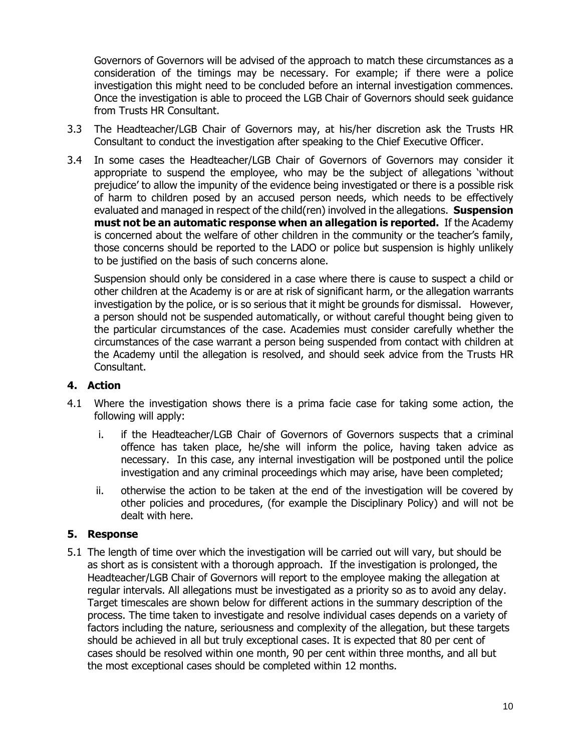Governors of Governors will be advised of the approach to match these circumstances as a consideration of the timings may be necessary. For example; if there were a police investigation this might need to be concluded before an internal investigation commences. Once the investigation is able to proceed the LGB Chair of Governors should seek guidance from Trusts HR Consultant.

3.3 The Headteacher/LGB Chair of Governors may, at his/her discretion ask the Trusts HR Consultant to conduct the investigation after speaking to the Chief Executive Officer.

3.4 In some cases the Headteacher/LGB Chair of Governors of Governors may consider it appropriate to suspend the employee, who may be the subject of allegations 'without prejudice' to allow the impunity of the evidence being investigated or there is a possible risk of harm to children posed by an accused person needs, which needs to be effectively evaluated and managed in respect of the child(ren) involved in the allegations. **Suspension must not be an automatic response when an allegation is reported.** If the Academy is concerned about the welfare of other children in the community or the teacher's family, those concerns should be reported to the LADO or police but suspension is highly unlikely to be justified on the basis of such concerns alone.

Suspension should only be considered in a case where there is cause to suspect a child or other children at the Academy is or are at risk of significant harm, or the allegation warrants investigation by the police, or is so serious that it might be grounds for dismissal. However, a person should not be suspended automatically, or without careful thought being given to the particular circumstances of the case. Academies must consider carefully whether the circumstances of the case warrant a person being suspended from contact with children at the Academy until the allegation is resolved, and should seek advice from the Trusts HR Consultant.

## 4. Action

4.1 Where the investigation shows there is a prima facie case for taking some action, the following will apply:

i. if the Headteacher/LGB Chair of Governors of Governors suspects that a criminal offence has taken place, he/she will inform the police, having taken advice as necessary. In this case, any internal investigation will be postponed until the police investigation and any criminal proceedings which may arise, have been completed;

ii. otherwise the action to be taken at the end of the investigation will be covered by other policies and procedures, (for example the Disciplinary Policy) and will not be dealt with here.

## 5. Response

5.1 The length of time over which the investigation will be carried out will vary, but should be as short as is consistent with a thorough approach. If the investigation is prolonged, the Headteacher/LGB Chair of Governors will report to the employee making the allegation at regular intervals. All allegations must be investigated as a priority so as to avoid any delay. Target timescales are shown below for different actions in the summary description of the process. The time taken to investigate and resolve individual cases depends on a variety of factors including the nature, seriousness and complexity of the allegation, but these targets should be achieved in all but truly exceptional cases. It is expected that 80 per cent of cases should be resolved within one month, 90 per cent within three months, and all but the most exceptional cases should be completed within 12 months.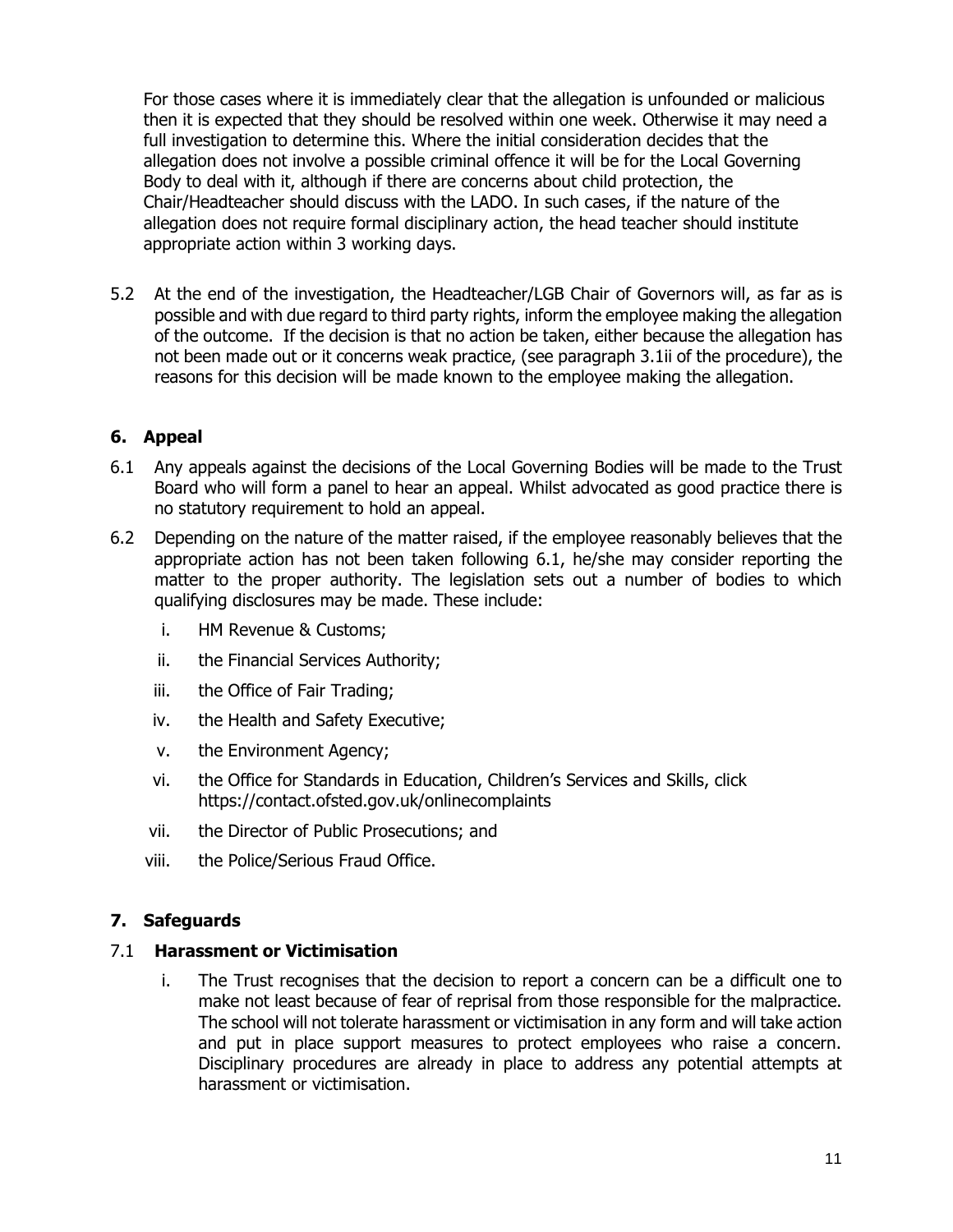For those cases where it is immediately clear that the allegation is unfounded or malicious then it is expected that they should be resolved within one week. Otherwise it may need a full investigation to determine this. Where the initial consideration decides that the allegation does not involve a possible criminal offence it will be for the Local Governing Body to deal with it, although if there are concerns about child protection, the Chair/Headteacher should discuss with the LADO. In such cases, if the nature of the allegation does not require formal disciplinary action, the head teacher should institute appropriate action within 3 working days.

5.2 At the end of the investigation, the Headteacher/LGB Chair of Governors will, as far as is possible and with due regard to third party rights, inform the employee making the allegation of the outcome. If the decision is that no action be taken, either because the allegation has not been made out or it concerns weak practice, (see paragraph 3.1ii of the procedure), the reasons for this decision will be made known to the employee making the allegation.

## 6. Appeal

6.1 Any appeals against the decisions of the Local Governing Bodies will be made to the Trust Board who will form a panel to hear an appeal. Whilst advocated as good practice there is no statutory requirement to hold an appeal.

6.2 Depending on the nature of the matter raised, if the employee reasonably believes that the appropriate action has not been taken following 6.1, he/she may consider reporting the matter to the proper authority. The legislation sets out a number of bodies to which qualifying disclosures may be made. These include:

   i. HM Revenue & Customs;
   ii. the Financial Services Authority;
   iii. the Office of Fair Trading;
   iv. the Health and Safety Executive;
   v. the Environment Agency;
   vi. the Office for Standards in Education, Children's Services and Skills, click https://contact.ofsted.gov.uk/onlinecomplaints
   vii. the Director of Public Prosecutions; and
   viii. the Police/Serious Fraud Office.

## 7. Safeguards

### 7.1 Harassment or Victimisation

   i. The Trust recognises that the decision to report a concern can be a difficult one to make not least because of fear of reprisal from those responsible for the malpractice. The school will not tolerate harassment or victimisation in any form and will take action and put in place support measures to protect employees who raise a concern. Disciplinary procedures are already in place to address any potential attempts at harassment or victimisation.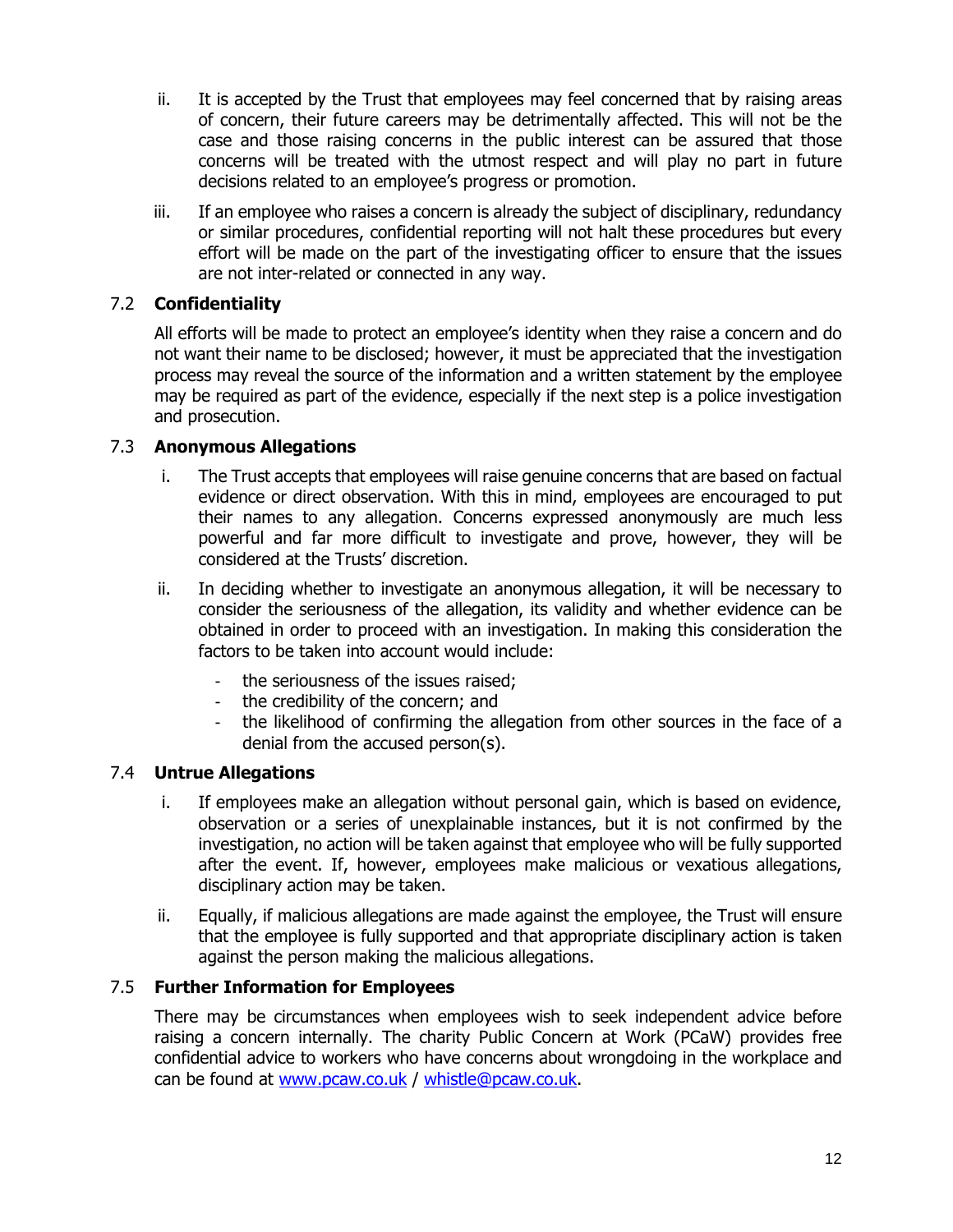ii. It is accepted by the Trust that employees may feel concerned that by raising areas of concern, their future careers may be detrimentally affected. This will not be the case and those raising concerns in the public interest can be assured that those concerns will be treated with the utmost respect and will play no part in future decisions related to an employee's progress or promotion.

iii. If an employee who raises a concern is already the subject of disciplinary, redundancy or similar procedures, confidential reporting will not halt these procedures but every effort will be made on the part of the investigating officer to ensure that the issues are not inter-related or connected in any way.

### 7.2 **Confidentiality**

All efforts will be made to protect an employee's identity when they raise a concern and do not want their name to be disclosed; however, it must be appreciated that the investigation process may reveal the source of the information and a written statement by the employee may be required as part of the evidence, especially if the next step is a police investigation and prosecution.

### 7.3 **Anonymous Allegations**

i. The Trust accepts that employees will raise genuine concerns that are based on factual evidence or direct observation. With this in mind, employees are encouraged to put their names to any allegation. Concerns expressed anonymously are much less powerful and far more difficult to investigate and prove, however, they will be considered at the Trusts' discretion.

ii. In deciding whether to investigate an anonymous allegation, it will be necessary to consider the seriousness of the allegation, its validity and whether evidence can be obtained in order to proceed with an investigation. In making this consideration the factors to be taken into account would include:

- the seriousness of the issues raised;
- the credibility of the concern; and
- the likelihood of confirming the allegation from other sources in the face of a denial from the accused person(s).

### 7.4 **Untrue Allegations**

i. If employees make an allegation without personal gain, which is based on evidence, observation or a series of unexplainable instances, but it is not confirmed by the investigation, no action will be taken against that employee who will be fully supported after the event. If, however, employees make malicious or vexatious allegations, disciplinary action may be taken.

ii. Equally, if malicious allegations are made against the employee, the Trust will ensure that the employee is fully supported and that appropriate disciplinary action is taken against the person making the malicious allegations.

### 7.5 **Further Information for Employees**

There may be circumstances when employees wish to seek independent advice before raising a concern internally. The charity Public Concern at Work (PCaW) provides free confidential advice to workers who have concerns about wrongdoing in the workplace and can be found at [www.pcaw.co.uk](www.pcaw.co.uk) / [whistle@pcaw.co.uk](mailto:whistle@pcaw.co.uk).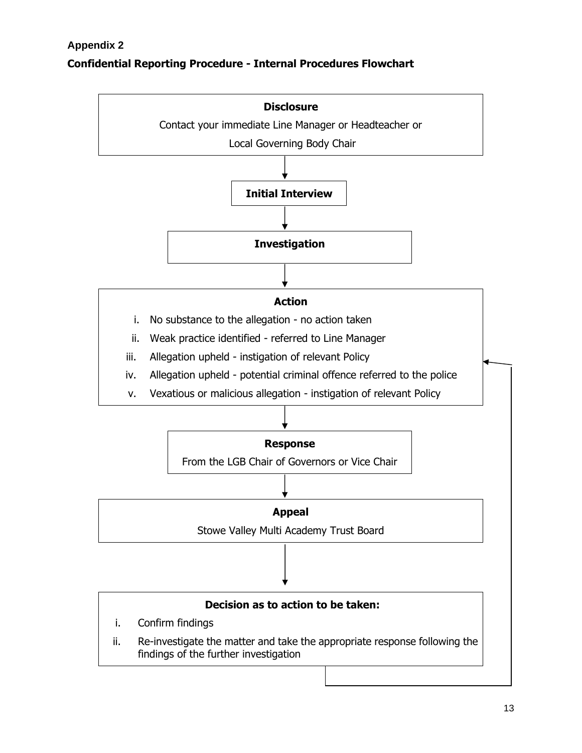**Appendix 2**

## Confidential Reporting Procedure - Internal Procedures Flowchart

**Disclosure**

Contact your immediate Line Manager or Headteacher or

Local Governing Body Chair

↓

**Initial Interview**

↓

**Investigation**

↓

**Action**

i. No substance to the allegation - no action taken
ii. Weak practice identified - referred to Line Manager
iii. Allegation upheld - instigation of relevant Policy
iv. Allegation upheld - potential criminal offence referred to the police
v. Vexatious or malicious allegation - instigation of relevant Policy

↓

**Response**

From the LGB Chair of Governors or Vice Chair

↓

**Appeal**

Stowe Valley Multi Academy Trust Board

↓

**Decision as to action to be taken:**

i. Confirm findings
ii. Re-investigate the matter and take the appropriate response following the findings of the further investigation

(Re-investigation returns to **Action**)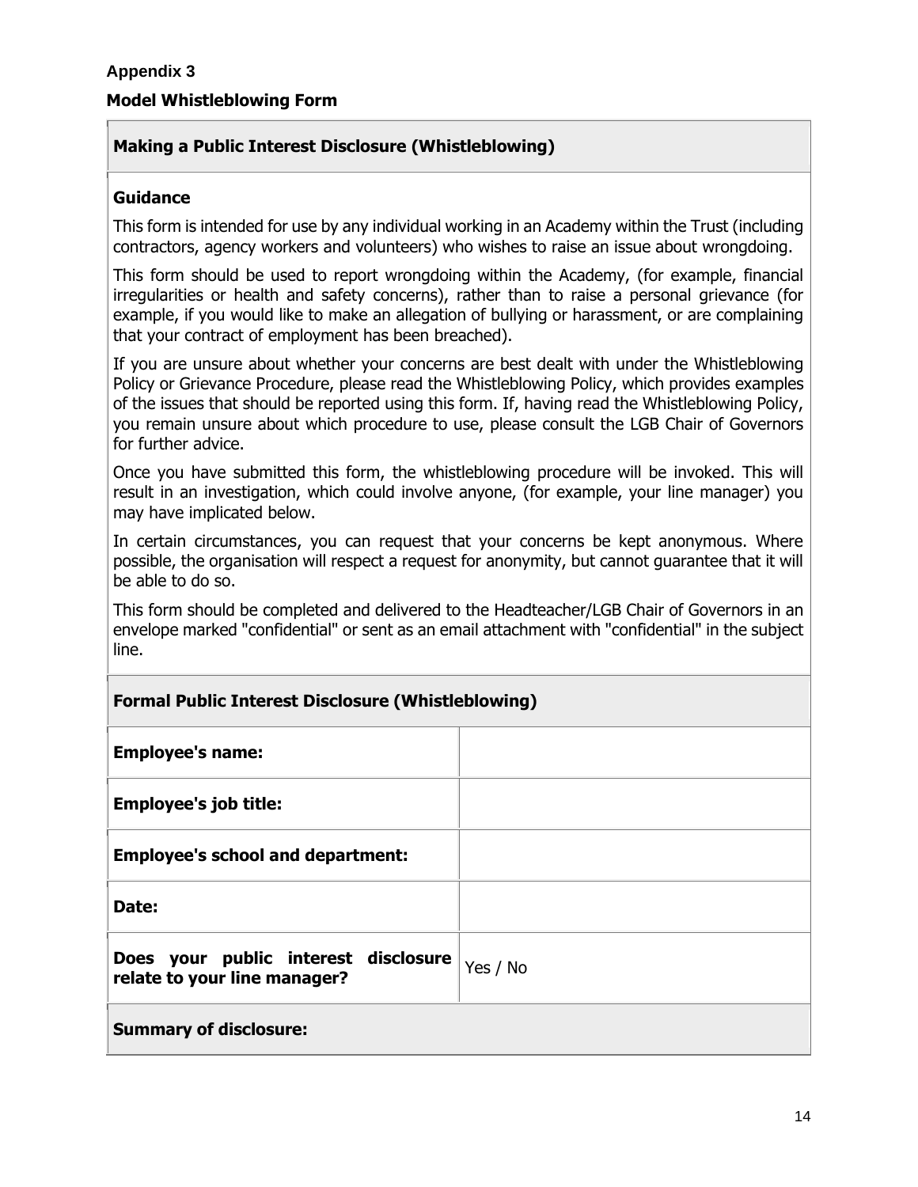**Appendix 3**

**Model Whistleblowing Form**

**Making a Public Interest Disclosure (Whistleblowing)**

**Guidance**

This form is intended for use by any individual working in an Academy within the Trust (including contractors, agency workers and volunteers) who wishes to raise an issue about wrongdoing.

This form should be used to report wrongdoing within the Academy, (for example, financial irregularities or health and safety concerns), rather than to raise a personal grievance (for example, if you would like to make an allegation of bullying or harassment, or are complaining that your contract of employment has been breached).

If you are unsure about whether your concerns are best dealt with under the Whistleblowing Policy or Grievance Procedure, please read the Whistleblowing Policy, which provides examples of the issues that should be reported using this form. If, having read the Whistleblowing Policy, you remain unsure about which procedure to use, please consult the LGB Chair of Governors for further advice.

Once you have submitted this form, the whistleblowing procedure will be invoked. This will result in an investigation, which could involve anyone, (for example, your line manager) you may have implicated below.

In certain circumstances, you can request that your concerns be kept anonymous. Where possible, the organisation will respect a request for anonymity, but cannot guarantee that it will be able to do so.

This form should be completed and delivered to the Headteacher/LGB Chair of Governors in an envelope marked "confidential" or sent as an email attachment with "confidential" in the subject line.

| **Formal Public Interest Disclosure (Whistleblowing)** | |
|---|---|
| **Employee's name:** | |
| **Employee's job title:** | |
| **Employee's school and department:** | |
| **Date:** | |
| **Does your public interest disclosure relate to your line manager?** | Yes / No |
| **Summary of disclosure:** | |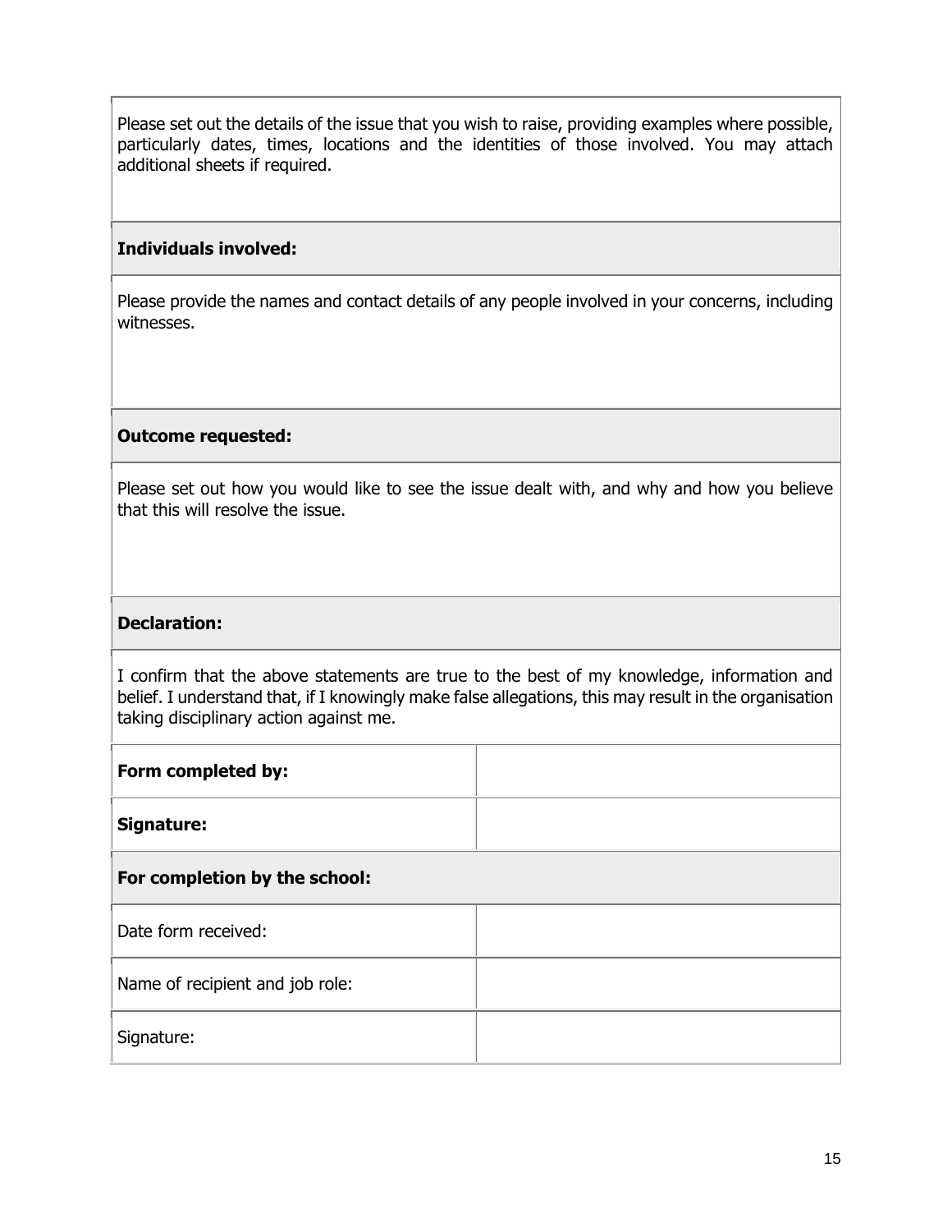Please set out the details of the issue that you wish to raise, providing examples where possible, particularly dates, times, locations and the identities of those involved. You may attach additional sheets if required.

**Individuals involved:**

Please provide the names and contact details of any people involved in your concerns, including witnesses.

**Outcome requested:**

Please set out how you would like to see the issue dealt with, and why and how you believe that this will resolve the issue.

**Declaration:**

I confirm that the above statements are true to the best of my knowledge, information and belief. I understand that, if I knowingly make false allegations, this may result in the organisation taking disciplinary action against me.

| | |
|---|---|
| **Form completed by:** | |
| **Signature:** | |
| **For completion by the school:** | |
| Date form received: | |
| Name of recipient and job role: | |
| Signature: | |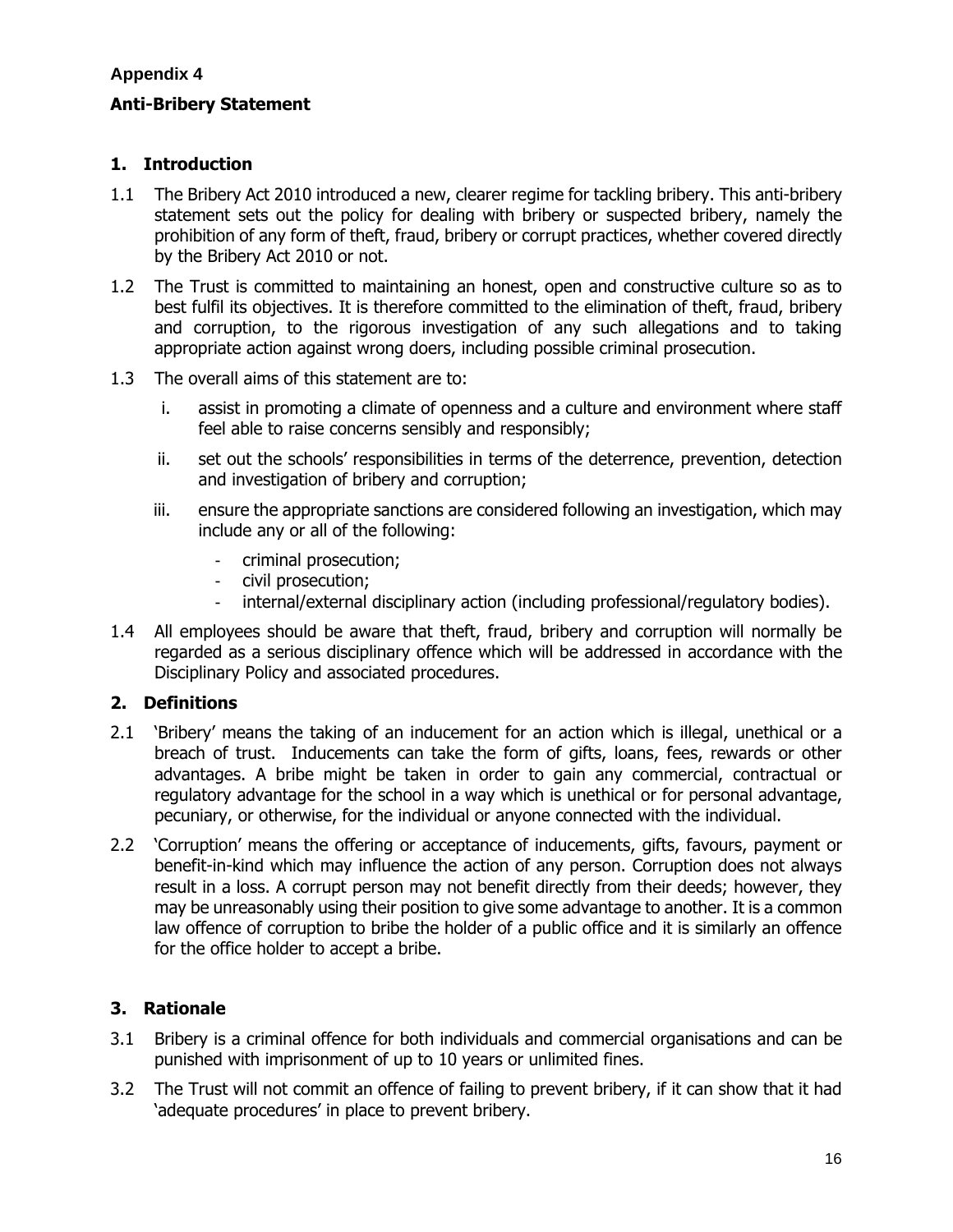**Appendix 4**

**Anti-Bribery Statement**

## 1. Introduction

1.1 The Bribery Act 2010 introduced a new, clearer regime for tackling bribery. This anti-bribery statement sets out the policy for dealing with bribery or suspected bribery, namely the prohibition of any form of theft, fraud, bribery or corrupt practices, whether covered directly by the Bribery Act 2010 or not.

1.2 The Trust is committed to maintaining an honest, open and constructive culture so as to best fulfil its objectives. It is therefore committed to the elimination of theft, fraud, bribery and corruption, to the rigorous investigation of any such allegations and to taking appropriate action against wrong doers, including possible criminal prosecution.

1.3 The overall aims of this statement are to:

i. assist in promoting a climate of openness and a culture and environment where staff feel able to raise concerns sensibly and responsibly;

ii. set out the schools' responsibilities in terms of the deterrence, prevention, detection and investigation of bribery and corruption;

iii. ensure the appropriate sanctions are considered following an investigation, which may include any or all of the following:

- criminal prosecution;
- civil prosecution;
- internal/external disciplinary action (including professional/regulatory bodies).

1.4 All employees should be aware that theft, fraud, bribery and corruption will normally be regarded as a serious disciplinary offence which will be addressed in accordance with the Disciplinary Policy and associated procedures.

## 2. Definitions

2.1 'Bribery' means the taking of an inducement for an action which is illegal, unethical or a breach of trust. Inducements can take the form of gifts, loans, fees, rewards or other advantages. A bribe might be taken in order to gain any commercial, contractual or regulatory advantage for the school in a way which is unethical or for personal advantage, pecuniary, or otherwise, for the individual or anyone connected with the individual.

2.2 'Corruption' means the offering or acceptance of inducements, gifts, favours, payment or benefit-in-kind which may influence the action of any person. Corruption does not always result in a loss. A corrupt person may not benefit directly from their deeds; however, they may be unreasonably using their position to give some advantage to another. It is a common law offence of corruption to bribe the holder of a public office and it is similarly an offence for the office holder to accept a bribe.

## 3. Rationale

3.1 Bribery is a criminal offence for both individuals and commercial organisations and can be punished with imprisonment of up to 10 years or unlimited fines.

3.2 The Trust will not commit an offence of failing to prevent bribery, if it can show that it had 'adequate procedures' in place to prevent bribery.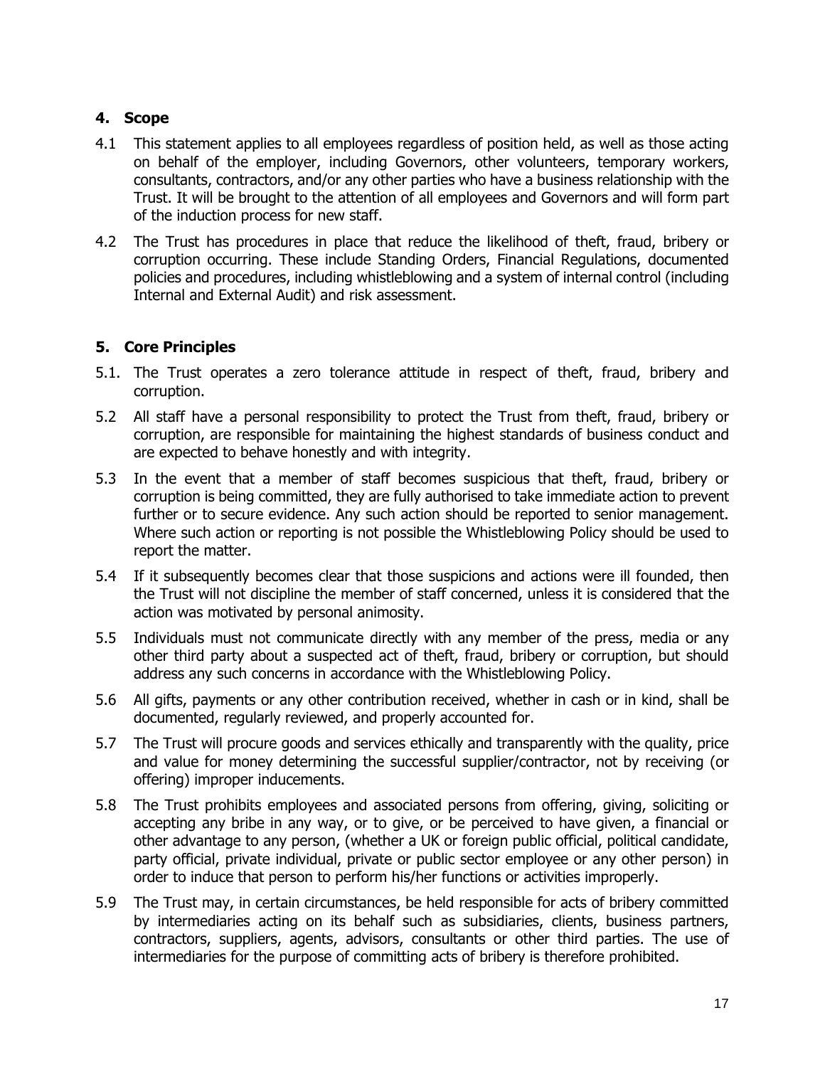## 4. Scope

4.1 This statement applies to all employees regardless of position held, as well as those acting on behalf of the employer, including Governors, other volunteers, temporary workers, consultants, contractors, and/or any other parties who have a business relationship with the Trust. It will be brought to the attention of all employees and Governors and will form part of the induction process for new staff.

4.2 The Trust has procedures in place that reduce the likelihood of theft, fraud, bribery or corruption occurring. These include Standing Orders, Financial Regulations, documented policies and procedures, including whistleblowing and a system of internal control (including Internal and External Audit) and risk assessment.

## 5. Core Principles

5.1. The Trust operates a zero tolerance attitude in respect of theft, fraud, bribery and corruption.

5.2 All staff have a personal responsibility to protect the Trust from theft, fraud, bribery or corruption, are responsible for maintaining the highest standards of business conduct and are expected to behave honestly and with integrity.

5.3 In the event that a member of staff becomes suspicious that theft, fraud, bribery or corruption is being committed, they are fully authorised to take immediate action to prevent further or to secure evidence. Any such action should be reported to senior management. Where such action or reporting is not possible the Whistleblowing Policy should be used to report the matter.

5.4 If it subsequently becomes clear that those suspicions and actions were ill founded, then the Trust will not discipline the member of staff concerned, unless it is considered that the action was motivated by personal animosity.

5.5 Individuals must not communicate directly with any member of the press, media or any other third party about a suspected act of theft, fraud, bribery or corruption, but should address any such concerns in accordance with the Whistleblowing Policy.

5.6 All gifts, payments or any other contribution received, whether in cash or in kind, shall be documented, regularly reviewed, and properly accounted for.

5.7 The Trust will procure goods and services ethically and transparently with the quality, price and value for money determining the successful supplier/contractor, not by receiving (or offering) improper inducements.

5.8 The Trust prohibits employees and associated persons from offering, giving, soliciting or accepting any bribe in any way, or to give, or be perceived to have given, a financial or other advantage to any person, (whether a UK or foreign public official, political candidate, party official, private individual, private or public sector employee or any other person) in order to induce that person to perform his/her functions or activities improperly.

5.9 The Trust may, in certain circumstances, be held responsible for acts of bribery committed by intermediaries acting on its behalf such as subsidiaries, clients, business partners, contractors, suppliers, agents, advisors, consultants or other third parties. The use of intermediaries for the purpose of committing acts of bribery is therefore prohibited.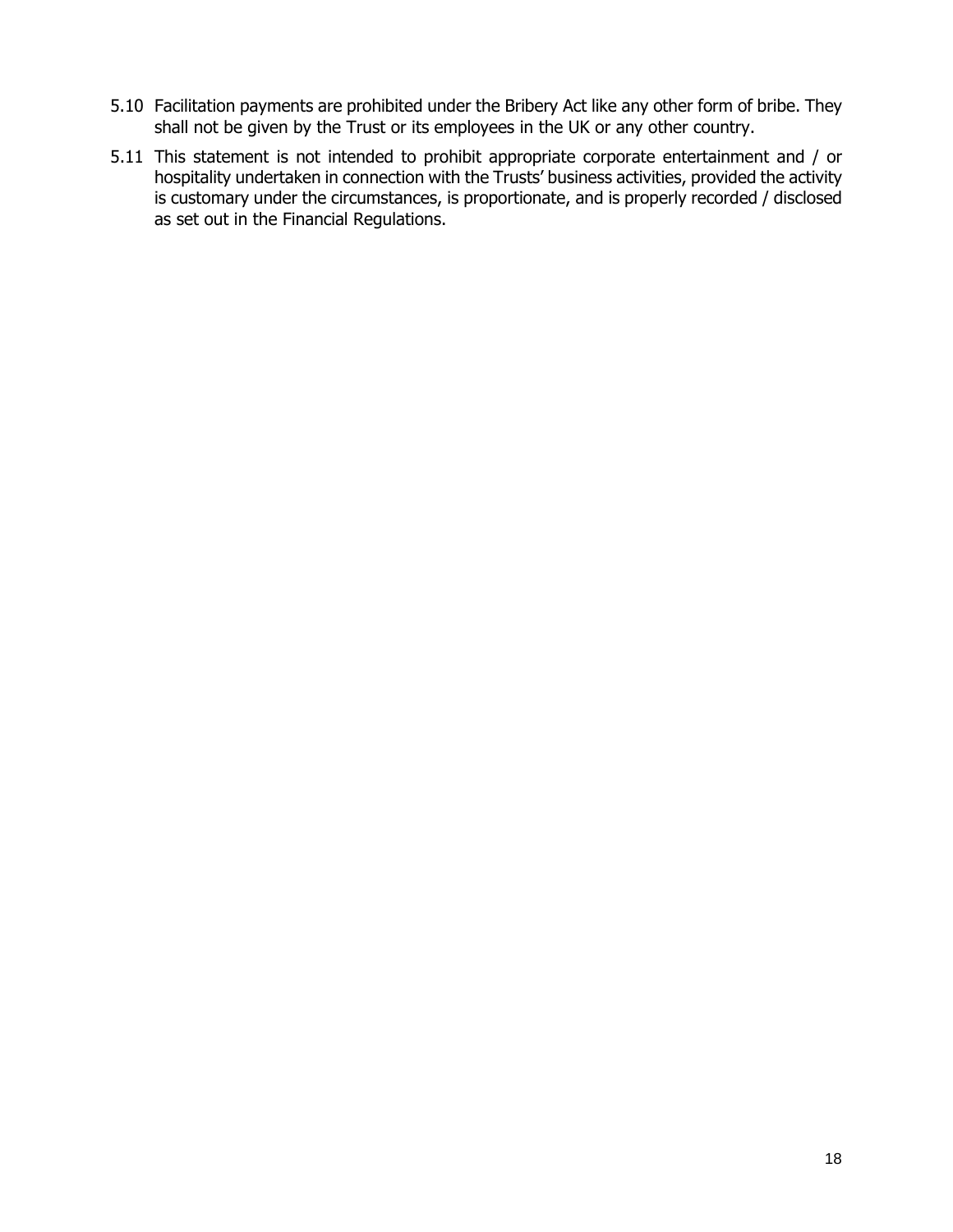5.10 Facilitation payments are prohibited under the Bribery Act like any other form of bribe. They shall not be given by the Trust or its employees in the UK or any other country.

5.11 This statement is not intended to prohibit appropriate corporate entertainment and / or hospitality undertaken in connection with the Trusts' business activities, provided the activity is customary under the circumstances, is proportionate, and is properly recorded / disclosed as set out in the Financial Regulations.